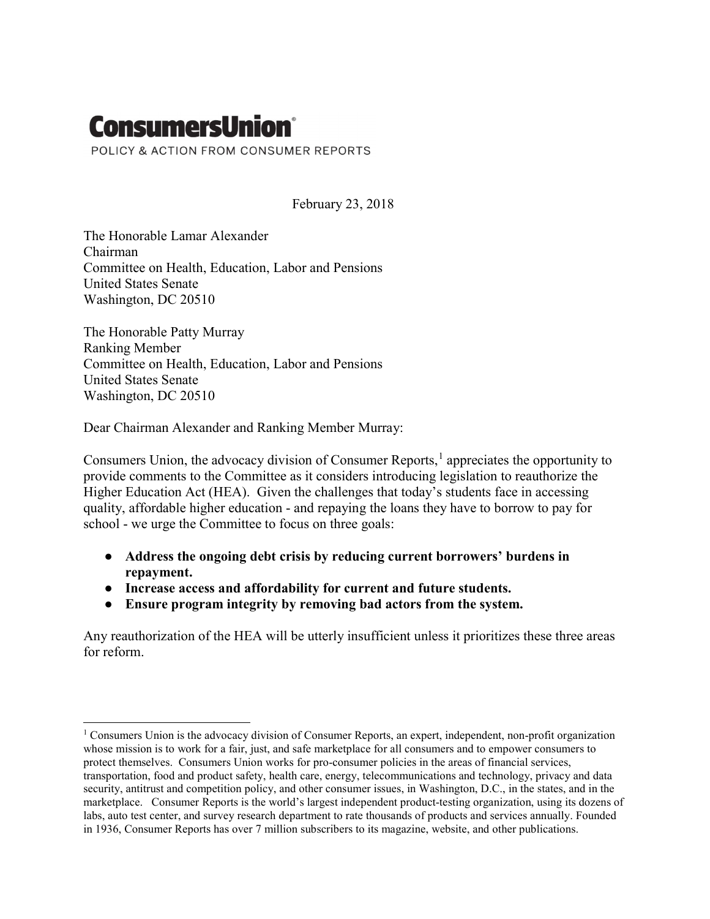**ConsumersUnion**®

POLICY & ACTION FROM CONSUMER REPORTS

February 23, 2018

The Honorable Lamar Alexander
Chairman
Committee on Health, Education, Labor and Pensions
United States Senate
Washington, DC 20510

The Honorable Patty Murray
Ranking Member
Committee on Health, Education, Labor and Pensions
United States Senate
Washington, DC 20510

Dear Chairman Alexander and Ranking Member Murray:

Consumers Union, the advocacy division of Consumer Reports,[1] appreciates the opportunity to provide comments to the Committee as it considers introducing legislation to reauthorize the Higher Education Act (HEA). Given the challenges that today's students face in accessing quality, affordable higher education - and repaying the loans they have to borrow to pay for school - we urge the Committee to focus on three goals:

- **Address the ongoing debt crisis by reducing current borrowers' burdens in repayment.**
- **Increase access and affordability for current and future students.**
- **Ensure program integrity by removing bad actors from the system.**

Any reauthorization of the HEA will be utterly insufficient unless it prioritizes these three areas for reform.

---

[1] Consumers Union is the advocacy division of Consumer Reports, an expert, independent, non-profit organization whose mission is to work for a fair, just, and safe marketplace for all consumers and to empower consumers to protect themselves. Consumers Union works for pro-consumer policies in the areas of financial services, transportation, food and product safety, health care, energy, telecommunications and technology, privacy and data security, antitrust and competition policy, and other consumer issues, in Washington, D.C., in the states, and in the marketplace. Consumer Reports is the world's largest independent product-testing organization, using its dozens of labs, auto test center, and survey research department to rate thousands of products and services annually. Founded in 1936, Consumer Reports has over 7 million subscribers to its magazine, website, and other publications.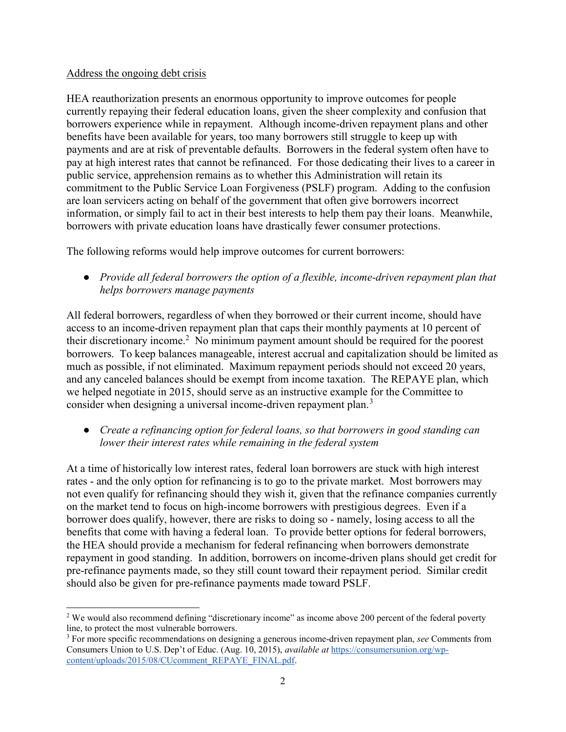Address the ongoing debt crisis

HEA reauthorization presents an enormous opportunity to improve outcomes for people currently repaying their federal education loans, given the sheer complexity and confusion that borrowers experience while in repayment. Although income-driven repayment plans and other benefits have been available for years, too many borrowers still struggle to keep up with payments and are at risk of preventable defaults. Borrowers in the federal system often have to pay at high interest rates that cannot be refinanced. For those dedicating their lives to a career in public service, apprehension remains as to whether this Administration will retain its commitment to the Public Service Loan Forgiveness (PSLF) program. Adding to the confusion are loan servicers acting on behalf of the government that often give borrowers incorrect information, or simply fail to act in their best interests to help them pay their loans. Meanwhile, borrowers with private education loans have drastically fewer consumer protections.

The following reforms would help improve outcomes for current borrowers:

- *Provide all federal borrowers the option of a flexible, income-driven repayment plan that helps borrowers manage payments*

All federal borrowers, regardless of when they borrowed or their current income, should have access to an income-driven repayment plan that caps their monthly payments at 10 percent of their discretionary income.[2] No minimum payment amount should be required for the poorest borrowers. To keep balances manageable, interest accrual and capitalization should be limited as much as possible, if not eliminated. Maximum repayment periods should not exceed 20 years, and any canceled balances should be exempt from income taxation. The REPAYE plan, which we helped negotiate in 2015, should serve as an instructive example for the Committee to consider when designing a universal income-driven repayment plan.[3]

- *Create a refinancing option for federal loans, so that borrowers in good standing can lower their interest rates while remaining in the federal system*

At a time of historically low interest rates, federal loan borrowers are stuck with high interest rates - and the only option for refinancing is to go to the private market. Most borrowers may not even qualify for refinancing should they wish it, given that the refinance companies currently on the market tend to focus on high-income borrowers with prestigious degrees. Even if a borrower does qualify, however, there are risks to doing so - namely, losing access to all the benefits that come with having a federal loan. To provide better options for federal borrowers, the HEA should provide a mechanism for federal refinancing when borrowers demonstrate repayment in good standing. In addition, borrowers on income-driven plans should get credit for pre-refinance payments made, so they still count toward their repayment period. Similar credit should also be given for pre-refinance payments made toward PSLF.

---

[2] We would also recommend defining "discretionary income" as income above 200 percent of the federal poverty line, to protect the most vulnerable borrowers.

[3] For more specific recommendations on designing a generous income-driven repayment plan, *see* Comments from Consumers Union to U.S. Dep't of Educ. (Aug. 10, 2015), *available at* https://consumersunion.org/wp-content/uploads/2015/08/CUcomment_REPAYE_FINAL.pdf.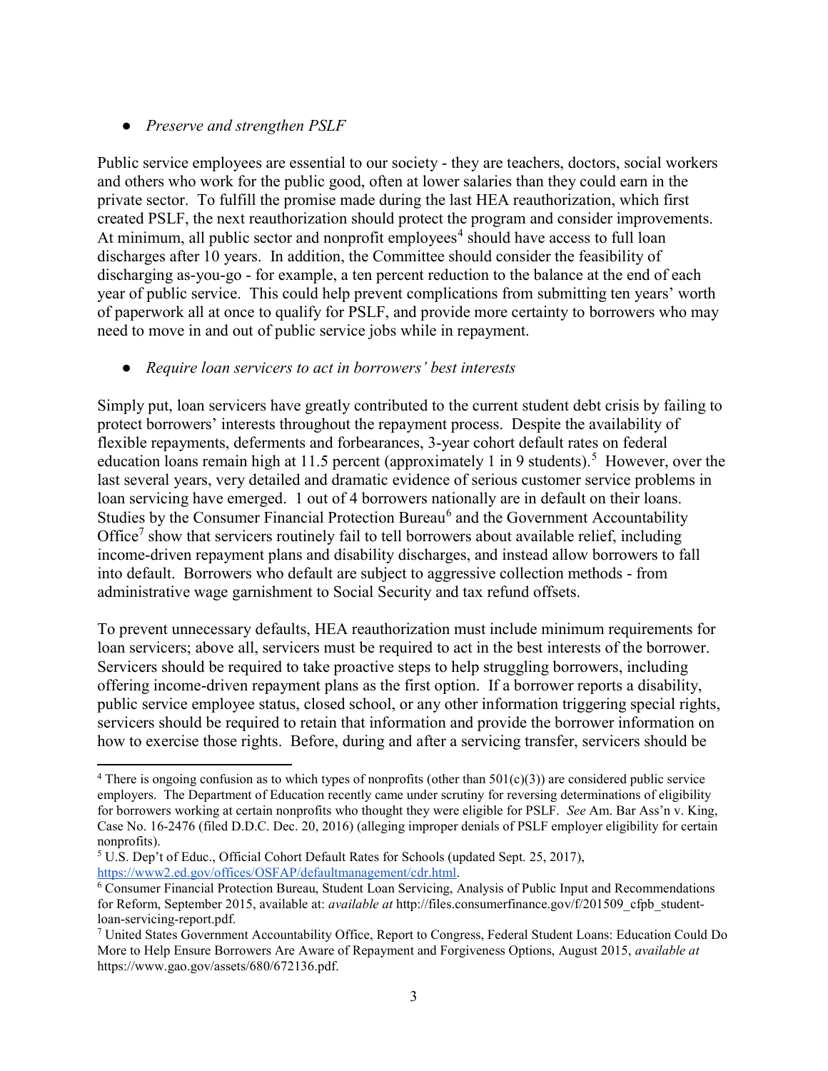- *Preserve and strengthen PSLF*

Public service employees are essential to our society - they are teachers, doctors, social workers and others who work for the public good, often at lower salaries than they could earn in the private sector. To fulfill the promise made during the last HEA reauthorization, which first created PSLF, the next reauthorization should protect the program and consider improvements. At minimum, all public sector and nonprofit employees[4] should have access to full loan discharges after 10 years. In addition, the Committee should consider the feasibility of discharging as-you-go - for example, a ten percent reduction to the balance at the end of each year of public service. This could help prevent complications from submitting ten years' worth of paperwork all at once to qualify for PSLF, and provide more certainty to borrowers who may need to move in and out of public service jobs while in repayment.

- *Require loan servicers to act in borrowers' best interests*

Simply put, loan servicers have greatly contributed to the current student debt crisis by failing to protect borrowers' interests throughout the repayment process. Despite the availability of flexible repayments, deferments and forbearances, 3-year cohort default rates on federal education loans remain high at 11.5 percent (approximately 1 in 9 students).[5] However, over the last several years, very detailed and dramatic evidence of serious customer service problems in loan servicing have emerged. 1 out of 4 borrowers nationally are in default on their loans. Studies by the Consumer Financial Protection Bureau[6] and the Government Accountability Office[7] show that servicers routinely fail to tell borrowers about available relief, including income-driven repayment plans and disability discharges, and instead allow borrowers to fall into default. Borrowers who default are subject to aggressive collection methods - from administrative wage garnishment to Social Security and tax refund offsets.

To prevent unnecessary defaults, HEA reauthorization must include minimum requirements for loan servicers; above all, servicers must be required to act in the best interests of the borrower. Servicers should be required to take proactive steps to help struggling borrowers, including offering income-driven repayment plans as the first option. If a borrower reports a disability, public service employee status, closed school, or any other information triggering special rights, servicers should be required to retain that information and provide the borrower information on how to exercise those rights. Before, during and after a servicing transfer, servicers should be

---

[4] There is ongoing confusion as to which types of nonprofits (other than 501(c)(3)) are considered public service employers. The Department of Education recently came under scrutiny for reversing determinations of eligibility for borrowers working at certain nonprofits who thought they were eligible for PSLF. *See* Am. Bar Ass'n v. King, Case No. 16-2476 (filed D.D.C. Dec. 20, 2016) (alleging improper denials of PSLF employer eligibility for certain nonprofits).

[5] U.S. Dep't of Educ., Official Cohort Default Rates for Schools (updated Sept. 25, 2017), https://www2.ed.gov/offices/OSFAP/defaultmanagement/cdr.html.

[6] Consumer Financial Protection Bureau, Student Loan Servicing, Analysis of Public Input and Recommendations for Reform, September 2015, available at: *available at* http://files.consumerfinance.gov/f/201509_cfpb_student-loan-servicing-report.pdf.

[7] United States Government Accountability Office, Report to Congress, Federal Student Loans: Education Could Do More to Help Ensure Borrowers Are Aware of Repayment and Forgiveness Options, August 2015, *available at* https://www.gao.gov/assets/680/672136.pdf.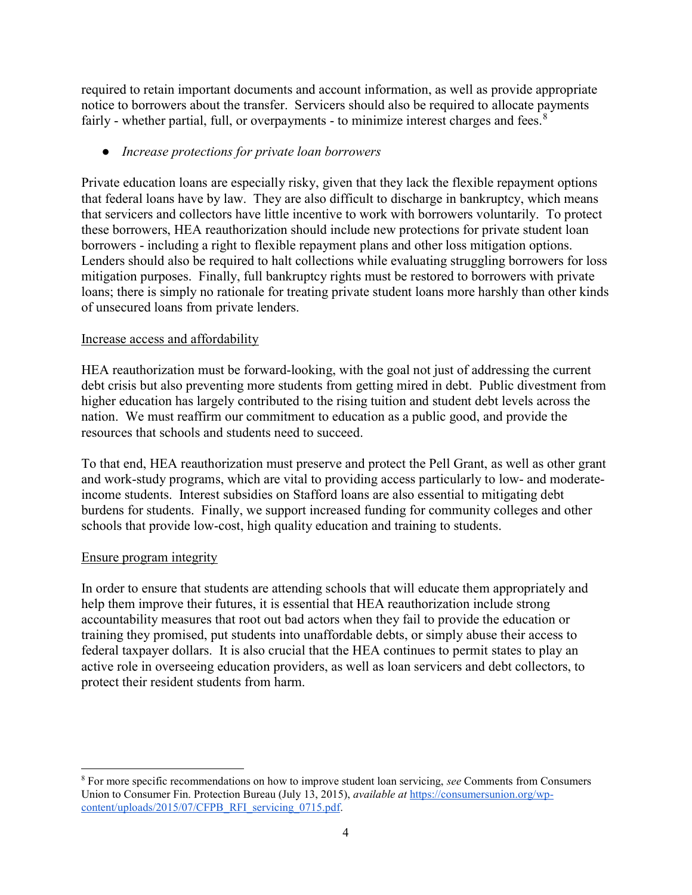required to retain important documents and account information, as well as provide appropriate notice to borrowers about the transfer. Servicers should also be required to allocate payments fairly - whether partial, full, or overpayments - to minimize interest charges and fees.[8]

- *Increase protections for private loan borrowers*

Private education loans are especially risky, given that they lack the flexible repayment options that federal loans have by law. They are also difficult to discharge in bankruptcy, which means that servicers and collectors have little incentive to work with borrowers voluntarily. To protect these borrowers, HEA reauthorization should include new protections for private student loan borrowers - including a right to flexible repayment plans and other loss mitigation options. Lenders should also be required to halt collections while evaluating struggling borrowers for loss mitigation purposes. Finally, full bankruptcy rights must be restored to borrowers with private loans; there is simply no rationale for treating private student loans more harshly than other kinds of unsecured loans from private lenders.

<u>Increase access and affordability</u>

HEA reauthorization must be forward-looking, with the goal not just of addressing the current debt crisis but also preventing more students from getting mired in debt. Public divestment from higher education has largely contributed to the rising tuition and student debt levels across the nation. We must reaffirm our commitment to education as a public good, and provide the resources that schools and students need to succeed.

To that end, HEA reauthorization must preserve and protect the Pell Grant, as well as other grant and work-study programs, which are vital to providing access particularly to low- and moderate-income students. Interest subsidies on Stafford loans are also essential to mitigating debt burdens for students. Finally, we support increased funding for community colleges and other schools that provide low-cost, high quality education and training to students.

<u>Ensure program integrity</u>

In order to ensure that students are attending schools that will educate them appropriately and help them improve their futures, it is essential that HEA reauthorization include strong accountability measures that root out bad actors when they fail to provide the education or training they promised, put students into unaffordable debts, or simply abuse their access to federal taxpayer dollars. It is also crucial that the HEA continues to permit states to play an active role in overseeing education providers, as well as loan servicers and debt collectors, to protect their resident students from harm.

---

[8] For more specific recommendations on how to improve student loan servicing, *see* Comments from Consumers Union to Consumer Fin. Protection Bureau (July 13, 2015), *available at* https://consumersunion.org/wp-content/uploads/2015/07/CFPB_RFI_servicing_0715.pdf.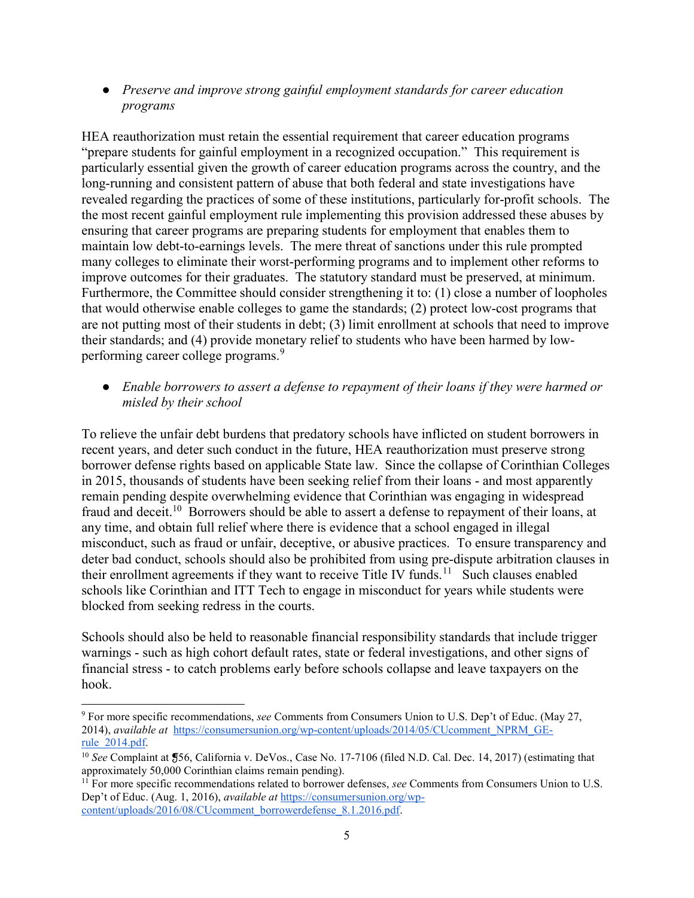- *Preserve and improve strong gainful employment standards for career education programs*

HEA reauthorization must retain the essential requirement that career education programs "prepare students for gainful employment in a recognized occupation." This requirement is particularly essential given the growth of career education programs across the country, and the long-running and consistent pattern of abuse that both federal and state investigations have revealed regarding the practices of some of these institutions, particularly for-profit schools. The the most recent gainful employment rule implementing this provision addressed these abuses by ensuring that career programs are preparing students for employment that enables them to maintain low debt-to-earnings levels. The mere threat of sanctions under this rule prompted many colleges to eliminate their worst-performing programs and to implement other reforms to improve outcomes for their graduates. The statutory standard must be preserved, at minimum. Furthermore, the Committee should consider strengthening it to: (1) close a number of loopholes that would otherwise enable colleges to game the standards; (2) protect low-cost programs that are not putting most of their students in debt; (3) limit enrollment at schools that need to improve their standards; and (4) provide monetary relief to students who have been harmed by low-performing career college programs.[9]

- *Enable borrowers to assert a defense to repayment of their loans if they were harmed or misled by their school*

To relieve the unfair debt burdens that predatory schools have inflicted on student borrowers in recent years, and deter such conduct in the future, HEA reauthorization must preserve strong borrower defense rights based on applicable State law. Since the collapse of Corinthian Colleges in 2015, thousands of students have been seeking relief from their loans - and most apparently remain pending despite overwhelming evidence that Corinthian was engaging in widespread fraud and deceit.[10] Borrowers should be able to assert a defense to repayment of their loans, at any time, and obtain full relief where there is evidence that a school engaged in illegal misconduct, such as fraud or unfair, deceptive, or abusive practices. To ensure transparency and deter bad conduct, schools should also be prohibited from using pre-dispute arbitration clauses in their enrollment agreements if they want to receive Title IV funds.[11] Such clauses enabled schools like Corinthian and ITT Tech to engage in misconduct for years while students were blocked from seeking redress in the courts.

Schools should also be held to reasonable financial responsibility standards that include trigger warnings - such as high cohort default rates, state or federal investigations, and other signs of financial stress - to catch problems early before schools collapse and leave taxpayers on the hook.

---

[9] For more specific recommendations, *see* Comments from Consumers Union to U.S. Dep't of Educ. (May 27, 2014), *available at* https://consumersunion.org/wp-content/uploads/2014/05/CUcomment_NPRM_GE-rule_2014.pdf.

[10] *See* Complaint at ¶56, California v. DeVos., Case No. 17-7106 (filed N.D. Cal. Dec. 14, 2017) (estimating that approximately 50,000 Corinthian claims remain pending).

[11] For more specific recommendations related to borrower defenses, *see* Comments from Consumers Union to U.S. Dep't of Educ. (Aug. 1, 2016), *available at* https://consumersunion.org/wp-content/uploads/2016/08/CUcomment_borrowerdefense_8.1.2016.pdf.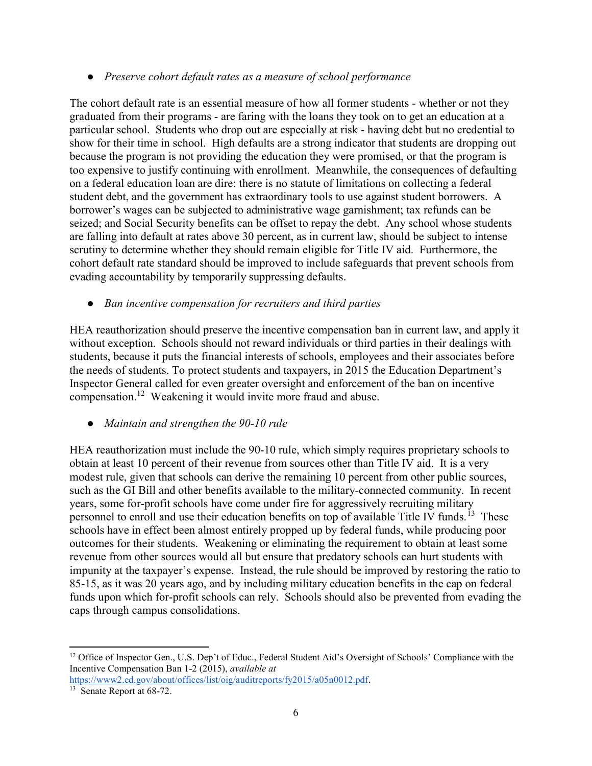- *Preserve cohort default rates as a measure of school performance*

The cohort default rate is an essential measure of how all former students - whether or not they graduated from their programs - are faring with the loans they took on to get an education at a particular school. Students who drop out are especially at risk - having debt but no credential to show for their time in school. High defaults are a strong indicator that students are dropping out because the program is not providing the education they were promised, or that the program is too expensive to justify continuing with enrollment. Meanwhile, the consequences of defaulting on a federal education loan are dire: there is no statute of limitations on collecting a federal student debt, and the government has extraordinary tools to use against student borrowers. A borrower's wages can be subjected to administrative wage garnishment; tax refunds can be seized; and Social Security benefits can be offset to repay the debt. Any school whose students are falling into default at rates above 30 percent, as in current law, should be subject to intense scrutiny to determine whether they should remain eligible for Title IV aid. Furthermore, the cohort default rate standard should be improved to include safeguards that prevent schools from evading accountability by temporarily suppressing defaults.

- *Ban incentive compensation for recruiters and third parties*

HEA reauthorization should preserve the incentive compensation ban in current law, and apply it without exception. Schools should not reward individuals or third parties in their dealings with students, because it puts the financial interests of schools, employees and their associates before the needs of students. To protect students and taxpayers, in 2015 the Education Department's Inspector General called for even greater oversight and enforcement of the ban on incentive compensation.[12] Weakening it would invite more fraud and abuse.

- *Maintain and strengthen the 90-10 rule*

HEA reauthorization must include the 90-10 rule, which simply requires proprietary schools to obtain at least 10 percent of their revenue from sources other than Title IV aid. It is a very modest rule, given that schools can derive the remaining 10 percent from other public sources, such as the GI Bill and other benefits available to the military-connected community. In recent years, some for-profit schools have come under fire for aggressively recruiting military personnel to enroll and use their education benefits on top of available Title IV funds.[13] These schools have in effect been almost entirely propped up by federal funds, while producing poor outcomes for their students. Weakening or eliminating the requirement to obtain at least some revenue from other sources would all but ensure that predatory schools can hurt students with impunity at the taxpayer's expense. Instead, the rule should be improved by restoring the ratio to 85-15, as it was 20 years ago, and by including military education benefits in the cap on federal funds upon which for-profit schools can rely. Schools should also be prevented from evading the caps through campus consolidations.

---

[12] Office of Inspector Gen., U.S. Dep't of Educ., Federal Student Aid's Oversight of Schools' Compliance with the Incentive Compensation Ban 1-2 (2015), *available at* https://www2.ed.gov/about/offices/list/oig/auditreports/fy2015/a05n0012.pdf.

[13] Senate Report at 68-72.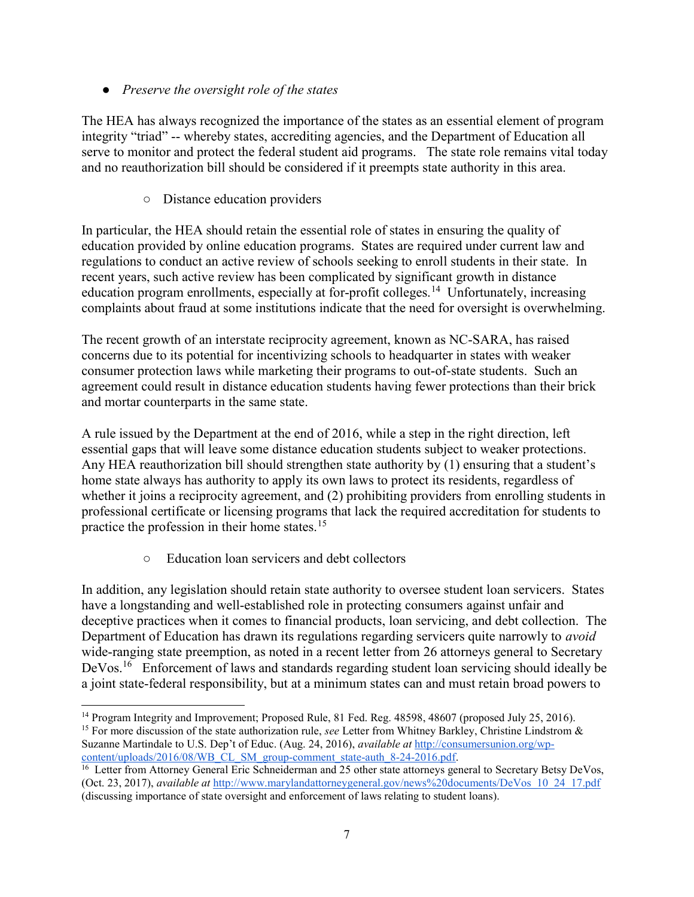- *Preserve the oversight role of the states*

The HEA has always recognized the importance of the states as an essential element of program integrity "triad" -- whereby states, accrediting agencies, and the Department of Education all serve to monitor and protect the federal student aid programs. The state role remains vital today and no reauthorization bill should be considered if it preempts state authority in this area.

  - Distance education providers

In particular, the HEA should retain the essential role of states in ensuring the quality of education provided by online education programs. States are required under current law and regulations to conduct an active review of schools seeking to enroll students in their state. In recent years, such active review has been complicated by significant growth in distance education program enrollments, especially at for-profit colleges.[14] Unfortunately, increasing complaints about fraud at some institutions indicate that the need for oversight is overwhelming.

The recent growth of an interstate reciprocity agreement, known as NC-SARA, has raised concerns due to its potential for incentivizing schools to headquarter in states with weaker consumer protection laws while marketing their programs to out-of-state students. Such an agreement could result in distance education students having fewer protections than their brick and mortar counterparts in the same state.

A rule issued by the Department at the end of 2016, while a step in the right direction, left essential gaps that will leave some distance education students subject to weaker protections. Any HEA reauthorization bill should strengthen state authority by (1) ensuring that a student's home state always has authority to apply its own laws to protect its residents, regardless of whether it joins a reciprocity agreement, and (2) prohibiting providers from enrolling students in professional certificate or licensing programs that lack the required accreditation for students to practice the profession in their home states.[15]

  - Education loan servicers and debt collectors

In addition, any legislation should retain state authority to oversee student loan servicers. States have a longstanding and well-established role in protecting consumers against unfair and deceptive practices when it comes to financial products, loan servicing, and debt collection. The Department of Education has drawn its regulations regarding servicers quite narrowly to *avoid* wide-ranging state preemption, as noted in a recent letter from 26 attorneys general to Secretary DeVos.[16] Enforcement of laws and standards regarding student loan servicing should ideally be a joint state-federal responsibility, but at a minimum states can and must retain broad powers to

---

[14] Program Integrity and Improvement; Proposed Rule, 81 Fed. Reg. 48598, 48607 (proposed July 25, 2016).

[15] For more discussion of the state authorization rule, *see* Letter from Whitney Barkley, Christine Lindstrom & Suzanne Martindale to U.S. Dep't of Educ. (Aug. 24, 2016), *available at* http://consumersunion.org/wp-content/uploads/2016/08/WB_CL_SM_group-comment_state-auth_8-24-2016.pdf.

[16] Letter from Attorney General Eric Schneiderman and 25 other state attorneys general to Secretary Betsy DeVos, (Oct. 23, 2017), *available at* http://www.marylandattorneygeneral.gov/news%20documents/DeVos_10_24_17.pdf (discussing importance of state oversight and enforcement of laws relating to student loans).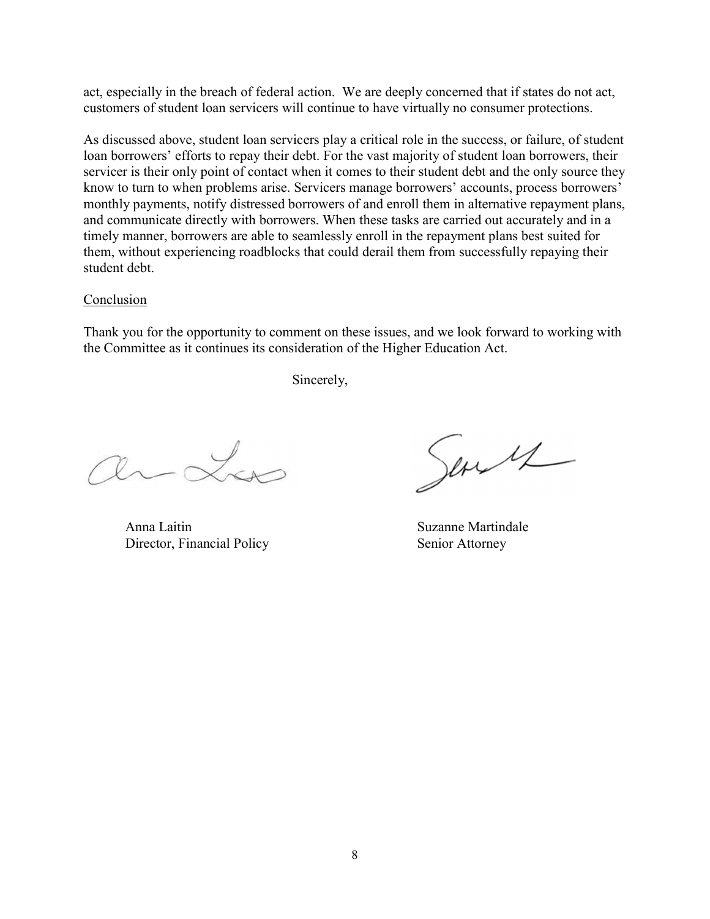act, especially in the breach of federal action. We are deeply concerned that if states do not act, customers of student loan servicers will continue to have virtually no consumer protections.

As discussed above, student loan servicers play a critical role in the success, or failure, of student loan borrowers' efforts to repay their debt. For the vast majority of student loan borrowers, their servicer is their only point of contact when it comes to their student debt and the only source they know to turn to when problems arise. Servicers manage borrowers' accounts, process borrowers' monthly payments, notify distressed borrowers of and enroll them in alternative repayment plans, and communicate directly with borrowers. When these tasks are carried out accurately and in a timely manner, borrowers are able to seamlessly enroll in the repayment plans best suited for them, without experiencing roadblocks that could derail them from successfully repaying their student debt.

Conclusion

Thank you for the opportunity to comment on these issues, and we look forward to working with the Committee as it continues its consideration of the Higher Education Act.

Sincerely,

Anna Laitin
Director, Financial Policy

Suzanne Martindale
Senior Attorney